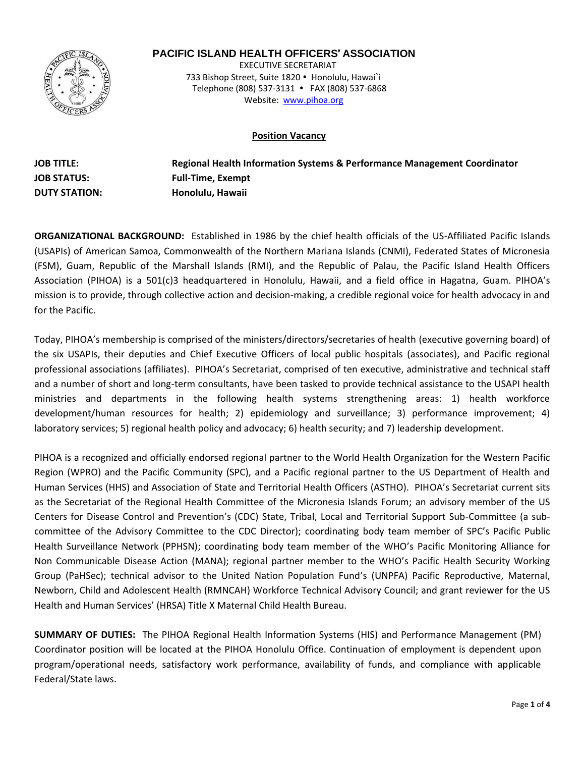# PACIFIC ISLAND HEALTH OFFICERS' ASSOCIATION

EXECUTIVE SECRETARIAT
733 Bishop Street, Suite 1820 • Honolulu, Hawai`i
Telephone (808) 537-3131 • FAX (808) 537-6868
Website: www.pihoa.org

## Position Vacancy

**JOB TITLE:** **Regional Health Information Systems & Performance Management Coordinator**
**JOB STATUS:** **Full-Time, Exempt**
**DUTY STATION:** **Honolulu, Hawaii**

**ORGANIZATIONAL BACKGROUND:** Established in 1986 by the chief health officials of the US-Affiliated Pacific Islands (USAPIs) of American Samoa, Commonwealth of the Northern Mariana Islands (CNMI), Federated States of Micronesia (FSM), Guam, Republic of the Marshall Islands (RMI), and the Republic of Palau, the Pacific Island Health Officers Association (PIHOA) is a 501(c)3 headquartered in Honolulu, Hawaii, and a field office in Hagatna, Guam. PIHOA's mission is to provide, through collective action and decision-making, a credible regional voice for health advocacy in and for the Pacific.

Today, PIHOA's membership is comprised of the ministers/directors/secretaries of health (executive governing board) of the six USAPIs, their deputies and Chief Executive Officers of local public hospitals (associates), and Pacific regional professional associations (affiliates). PIHOA's Secretariat, comprised of ten executive, administrative and technical staff and a number of short and long-term consultants, have been tasked to provide technical assistance to the USAPI health ministries and departments in the following health systems strengthening areas: 1) health workforce development/human resources for health; 2) epidemiology and surveillance; 3) performance improvement; 4) laboratory services; 5) regional health policy and advocacy; 6) health security; and 7) leadership development.

PIHOA is a recognized and officially endorsed regional partner to the World Health Organization for the Western Pacific Region (WPRO) and the Pacific Community (SPC), and a Pacific regional partner to the US Department of Health and Human Services (HHS) and Association of State and Territorial Health Officers (ASTHO). PIHOA's Secretariat current sits as the Secretariat of the Regional Health Committee of the Micronesia Islands Forum; an advisory member of the US Centers for Disease Control and Prevention's (CDC) State, Tribal, Local and Territorial Support Sub-Committee (a sub-committee of the Advisory Committee to the CDC Director); coordinating body team member of SPC's Pacific Public Health Surveillance Network (PPHSN); coordinating body team member of the WHO's Pacific Monitoring Alliance for Non Communicable Disease Action (MANA); regional partner member to the WHO's Pacific Health Security Working Group (PaHSec); technical advisor to the United Nation Population Fund's (UNPFA) Pacific Reproductive, Maternal, Newborn, Child and Adolescent Health (RMNCAH) Workforce Technical Advisory Council; and grant reviewer for the US Health and Human Services' (HRSA) Title X Maternal Child Health Bureau.

**SUMMARY OF DUTIES:** The PIHOA Regional Health Information Systems (HIS) and Performance Management (PM) Coordinator position will be located at the PIHOA Honolulu Office. Continuation of employment is dependent upon program/operational needs, satisfactory work performance, availability of funds, and compliance with applicable Federal/State laws.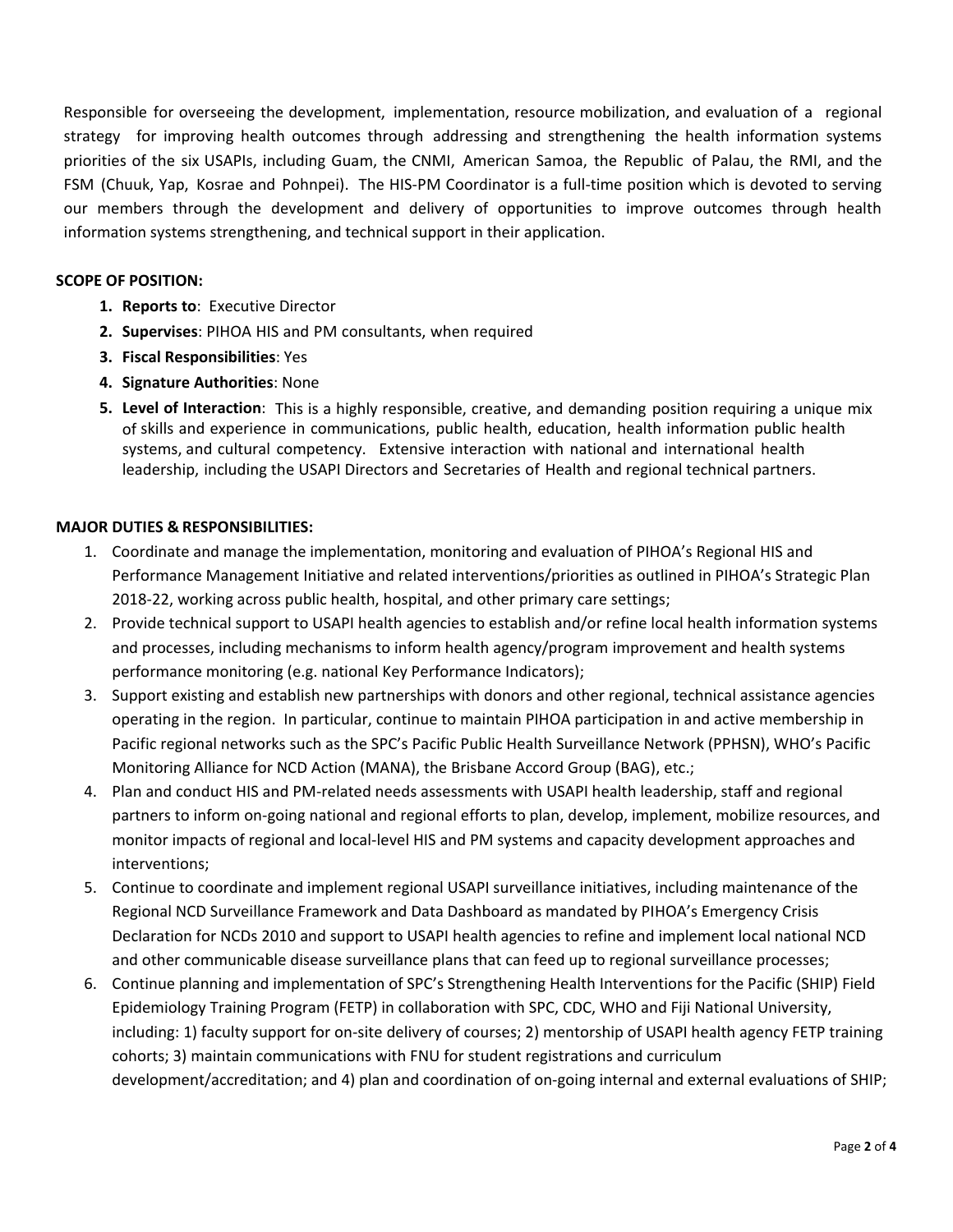Responsible for overseeing the development, implementation, resource mobilization, and evaluation of a regional strategy for improving health outcomes through addressing and strengthening the health information systems priorities of the six USAPIs, including Guam, the CNMI, American Samoa, the Republic of Palau, the RMI, and the FSM (Chuuk, Yap, Kosrae and Pohnpei). The HIS-PM Coordinator is a full-time position which is devoted to serving our members through the development and delivery of opportunities to improve outcomes through health information systems strengthening, and technical support in their application.

**SCOPE OF POSITION:**

1. **Reports to**: Executive Director
2. **Supervises**: PIHOA HIS and PM consultants, when required
3. **Fiscal Responsibilities**: Yes
4. **Signature Authorities**: None
5. **Level of Interaction**: This is a highly responsible, creative, and demanding position requiring a unique mix of skills and experience in communications, public health, education, health information public health systems, and cultural competency. Extensive interaction with national and international health leadership, including the USAPI Directors and Secretaries of Health and regional technical partners.

**MAJOR DUTIES & RESPONSIBILITIES:**

1. Coordinate and manage the implementation, monitoring and evaluation of PIHOA's Regional HIS and Performance Management Initiative and related interventions/priorities as outlined in PIHOA's Strategic Plan 2018-22, working across public health, hospital, and other primary care settings;
2. Provide technical support to USAPI health agencies to establish and/or refine local health information systems and processes, including mechanisms to inform health agency/program improvement and health systems performance monitoring (e.g. national Key Performance Indicators);
3. Support existing and establish new partnerships with donors and other regional, technical assistance agencies operating in the region. In particular, continue to maintain PIHOA participation in and active membership in Pacific regional networks such as the SPC's Pacific Public Health Surveillance Network (PPHSN), WHO's Pacific Monitoring Alliance for NCD Action (MANA), the Brisbane Accord Group (BAG), etc.;
4. Plan and conduct HIS and PM-related needs assessments with USAPI health leadership, staff and regional partners to inform on-going national and regional efforts to plan, develop, implement, mobilize resources, and monitor impacts of regional and local-level HIS and PM systems and capacity development approaches and interventions;
5. Continue to coordinate and implement regional USAPI surveillance initiatives, including maintenance of the Regional NCD Surveillance Framework and Data Dashboard as mandated by PIHOA's Emergency Crisis Declaration for NCDs 2010 and support to USAPI health agencies to refine and implement local national NCD and other communicable disease surveillance plans that can feed up to regional surveillance processes;
6. Continue planning and implementation of SPC's Strengthening Health Interventions for the Pacific (SHIP) Field Epidemiology Training Program (FETP) in collaboration with SPC, CDC, WHO and Fiji National University, including: 1) faculty support for on-site delivery of courses; 2) mentorship of USAPI health agency FETP training cohorts; 3) maintain communications with FNU for student registrations and curriculum development/accreditation; and 4) plan and coordination of on-going internal and external evaluations of SHIP;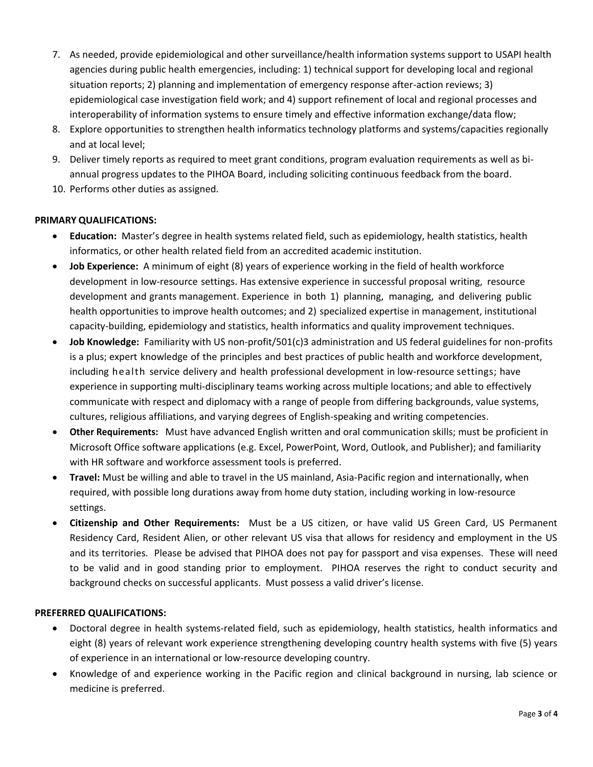7. As needed, provide epidemiological and other surveillance/health information systems support to USAPI health agencies during public health emergencies, including: 1) technical support for developing local and regional situation reports; 2) planning and implementation of emergency response after-action reviews; 3) epidemiological case investigation field work; and 4) support refinement of local and regional processes and interoperability of information systems to ensure timely and effective information exchange/data flow;
8. Explore opportunities to strengthen health informatics technology platforms and systems/capacities regionally and at local level;
9. Deliver timely reports as required to meet grant conditions, program evaluation requirements as well as bi-annual progress updates to the PIHOA Board, including soliciting continuous feedback from the board.
10. Performs other duties as assigned.

**PRIMARY QUALIFICATIONS:**

- **Education:** Master's degree in health systems related field, such as epidemiology, health statistics, health informatics, or other health related field from an accredited academic institution.
- **Job Experience:** A minimum of eight (8) years of experience working in the field of health workforce development in low-resource settings. Has extensive experience in successful proposal writing, resource development and grants management. Experience in both 1) planning, managing, and delivering public health opportunities to improve health outcomes; and 2) specialized expertise in management, institutional capacity-building, epidemiology and statistics, health informatics and quality improvement techniques.
- **Job Knowledge:** Familiarity with US non-profit/501(c)3 administration and US federal guidelines for non-profits is a plus; expert knowledge of the principles and best practices of public health and workforce development, including health service delivery and health professional development in low-resource settings; have experience in supporting multi-disciplinary teams working across multiple locations; and able to effectively communicate with respect and diplomacy with a range of people from differing backgrounds, value systems, cultures, religious affiliations, and varying degrees of English-speaking and writing competencies.
- **Other Requirements:** Must have advanced English written and oral communication skills; must be proficient in Microsoft Office software applications (e.g. Excel, PowerPoint, Word, Outlook, and Publisher); and familiarity with HR software and workforce assessment tools is preferred.
- **Travel:** Must be willing and able to travel in the US mainland, Asia-Pacific region and internationally, when required, with possible long durations away from home duty station, including working in low-resource settings.
- **Citizenship and Other Requirements:** Must be a US citizen, or have valid US Green Card, US Permanent Residency Card, Resident Alien, or other relevant US visa that allows for residency and employment in the US and its territories. Please be advised that PIHOA does not pay for passport and visa expenses. These will need to be valid and in good standing prior to employment. PIHOA reserves the right to conduct security and background checks on successful applicants. Must possess a valid driver's license.

**PREFERRED QUALIFICATIONS:**

- Doctoral degree in health systems-related field, such as epidemiology, health statistics, health informatics and eight (8) years of relevant work experience strengthening developing country health systems with five (5) years of experience in an international or low-resource developing country.
- Knowledge of and experience working in the Pacific region and clinical background in nursing, lab science or medicine is preferred.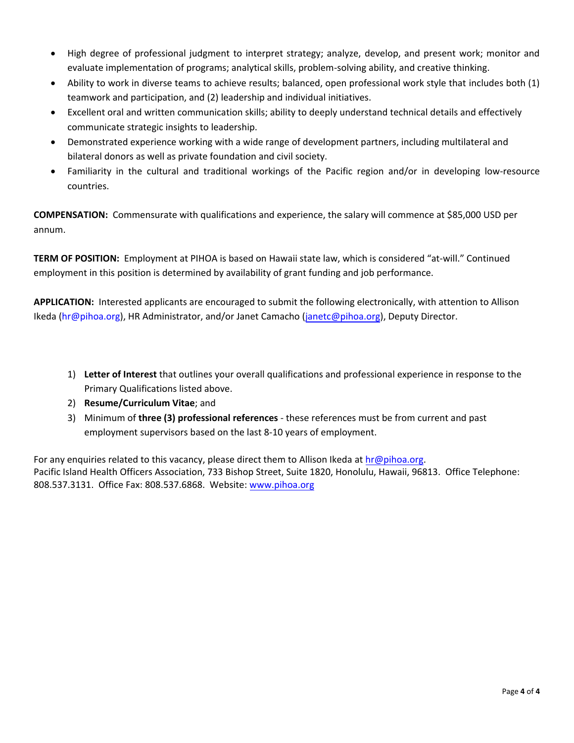- High degree of professional judgment to interpret strategy; analyze, develop, and present work; monitor and evaluate implementation of programs; analytical skills, problem-solving ability, and creative thinking.
- Ability to work in diverse teams to achieve results; balanced, open professional work style that includes both (1) teamwork and participation, and (2) leadership and individual initiatives.
- Excellent oral and written communication skills; ability to deeply understand technical details and effectively communicate strategic insights to leadership.
- Demonstrated experience working with a wide range of development partners, including multilateral and bilateral donors as well as private foundation and civil society.
- Familiarity in the cultural and traditional workings of the Pacific region and/or in developing low-resource countries.

**COMPENSATION:** Commensurate with qualifications and experience, the salary will commence at $85,000 USD per annum.

**TERM OF POSITION:** Employment at PIHOA is based on Hawaii state law, which is considered "at-will." Continued employment in this position is determined by availability of grant funding and job performance.

**APPLICATION:** Interested applicants are encouraged to submit the following electronically, with attention to Allison Ikeda (hr@pihoa.org), HR Administrator, and/or Janet Camacho (janetc@pihoa.org), Deputy Director.

1) **Letter of Interest** that outlines your overall qualifications and professional experience in response to the Primary Qualifications listed above.
2) **Resume/Curriculum Vitae**; and
3) Minimum of **three (3) professional references** - these references must be from current and past employment supervisors based on the last 8-10 years of employment.

For any enquiries related to this vacancy, please direct them to Allison Ikeda at hr@pihoa.org.
Pacific Island Health Officers Association, 733 Bishop Street, Suite 1820, Honolulu, Hawaii, 96813. Office Telephone: 808.537.3131. Office Fax: 808.537.6868. Website: www.pihoa.org